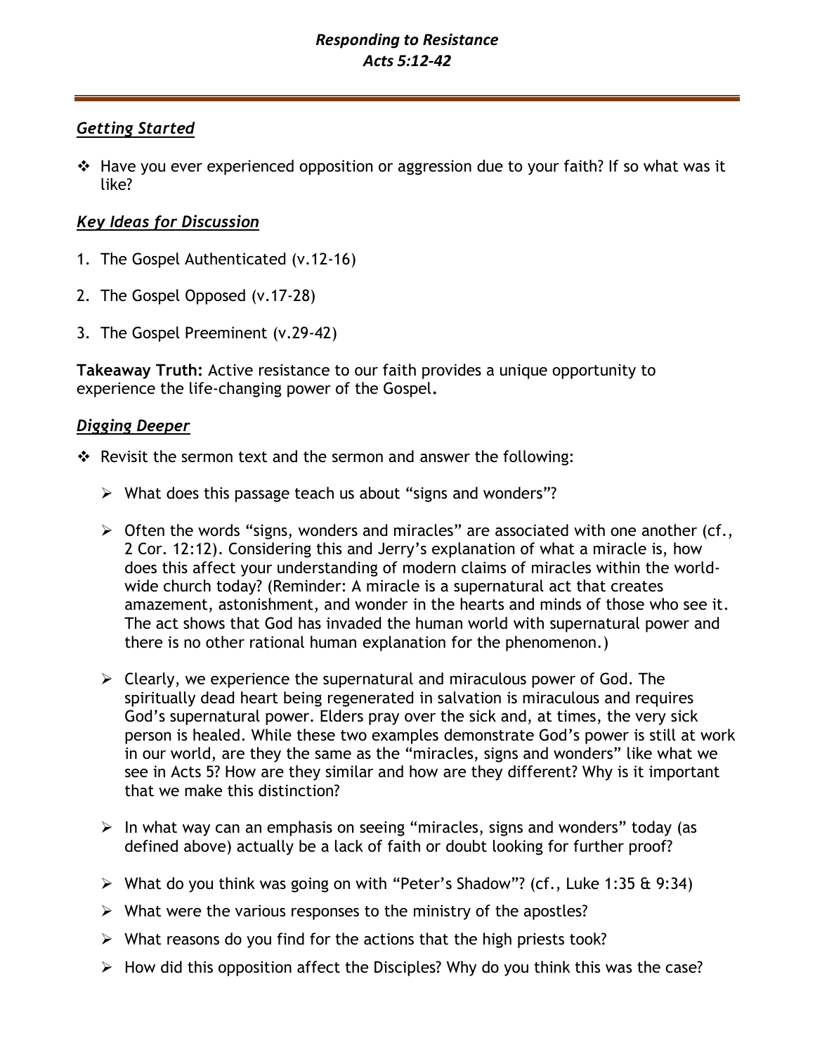# *Responding to Resistance*
## *Acts 5:12-42*

---

### ***Getting Started***

- Have you ever experienced opposition or aggression due to your faith? If so what was it like?

### ***Key Ideas for Discussion***

1. The Gospel Authenticated (v.12-16)

2. The Gospel Opposed (v.17-28)

3. The Gospel Preeminent (v.29-42)

**Takeaway Truth:** Active resistance to our faith provides a unique opportunity to experience the life-changing power of the Gospel**.**

### ***Digging Deeper***

- Revisit the sermon text and the sermon and answer the following:
  - What does this passage teach us about "signs and wonders"?
  - Often the words "signs, wonders and miracles" are associated with one another (cf., 2 Cor. 12:12). Considering this and Jerry's explanation of what a miracle is, how does this affect your understanding of modern claims of miracles within the world-wide church today? (Reminder: A miracle is a supernatural act that creates amazement, astonishment, and wonder in the hearts and minds of those who see it. The act shows that God has invaded the human world with supernatural power and there is no other rational human explanation for the phenomenon.)
  - Clearly, we experience the supernatural and miraculous power of God. The spiritually dead heart being regenerated in salvation is miraculous and requires God's supernatural power. Elders pray over the sick and, at times, the very sick person is healed. While these two examples demonstrate God's power is still at work in our world, are they the same as the "miracles, signs and wonders" like what we see in Acts 5? How are they similar and how are they different? Why is it important that we make this distinction?
  - In what way can an emphasis on seeing "miracles, signs and wonders" today (as defined above) actually be a lack of faith or doubt looking for further proof?
  - What do you think was going on with "Peter's Shadow"? (cf., Luke 1:35 & 9:34)
  - What were the various responses to the ministry of the apostles?
  - What reasons do you find for the actions that the high priests took?
  - How did this opposition affect the Disciples? Why do you think this was the case?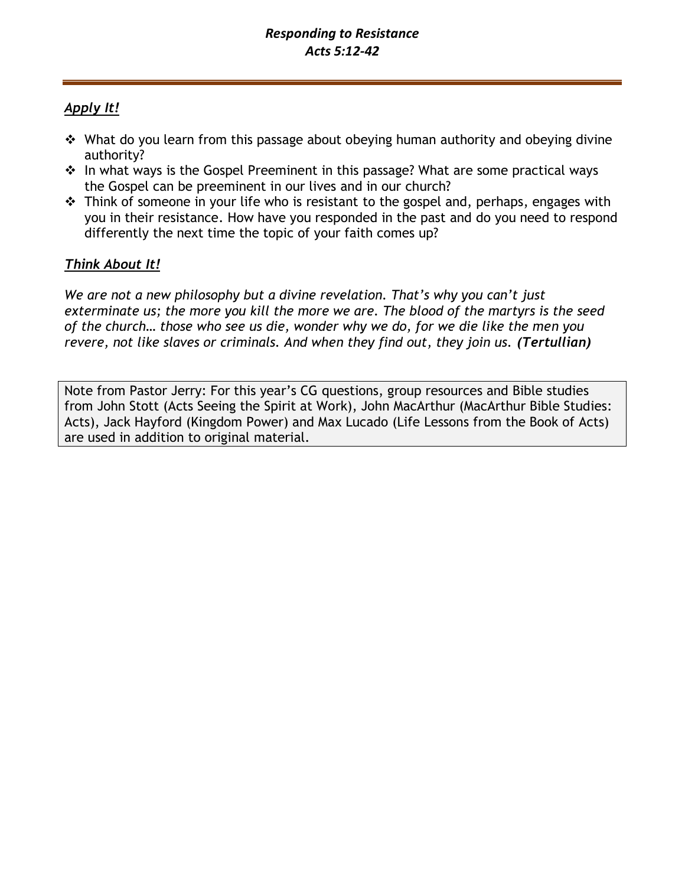## *Apply It!*

- What do you learn from this passage about obeying human authority and obeying divine authority?
- In what ways is the Gospel Preeminent in this passage? What are some practical ways the Gospel can be preeminent in our lives and in our church?
- Think of someone in your life who is resistant to the gospel and, perhaps, engages with you in their resistance. How have you responded in the past and do you need to respond differently the next time the topic of your faith comes up?

## *Think About It!*

*We are not a new philosophy but a divine revelation. That's why you can't just exterminate us; the more you kill the more we are. The blood of the martyrs is the seed of the church… those who see us die, wonder why we do, for we die like the men you revere, not like slaves or criminals. And when they find out, they join us.* ***(Tertullian)***

Note from Pastor Jerry: For this year's CG questions, group resources and Bible studies from John Stott (Acts Seeing the Spirit at Work), John MacArthur (MacArthur Bible Studies: Acts), Jack Hayford (Kingdom Power) and Max Lucado (Life Lessons from the Book of Acts) are used in addition to original material.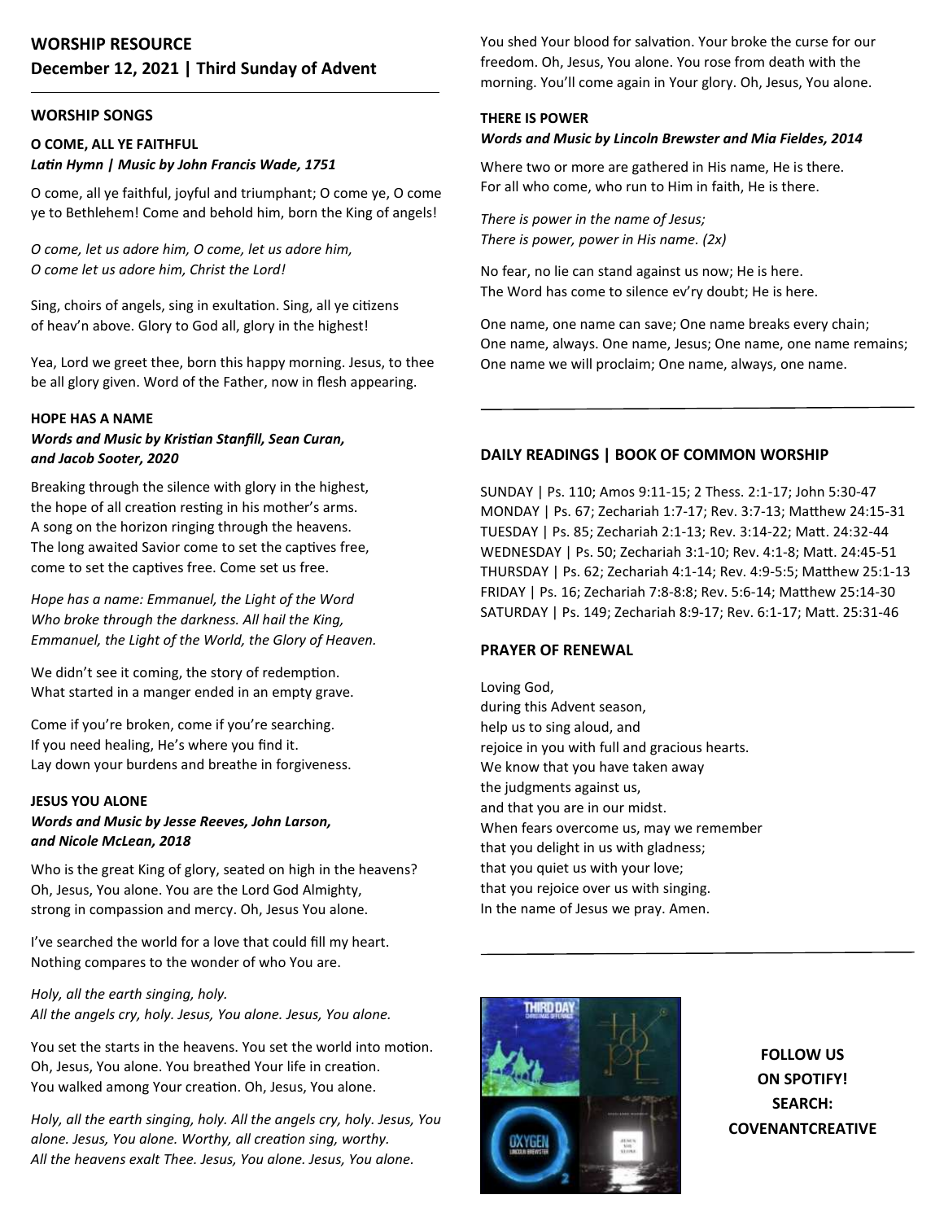## WORSHIP RESOURCE

## December 12, 2021 | Third Sunday of Advent

### WORSHIP SONGS

**O COME, ALL YE FAITHFUL**
***Latin Hymn | Music by John Francis Wade, 1751***

O come, all ye faithful, joyful and triumphant; O come ye, O come ye to Bethlehem! Come and behold him, born the King of angels!

*O come, let us adore him, O come, let us adore him,*
*O come let us adore him, Christ the Lord!*

Sing, choirs of angels, sing in exultation. Sing, all ye citizens of heav'n above. Glory to God all, glory in the highest!

Yea, Lord we greet thee, born this happy morning. Jesus, to thee be all glory given. Word of the Father, now in flesh appearing.

**HOPE HAS A NAME**
***Words and Music by Kristian Stanfill, Sean Curan, and Jacob Sooter, 2020***

Breaking through the silence with glory in the highest,
the hope of all creation resting in his mother's arms.
A song on the horizon ringing through the heavens.
The long awaited Savior come to set the captives free,
come to set the captives free. Come set us free.

*Hope has a name: Emmanuel, the Light of the Word*
*Who broke through the darkness. All hail the King,*
*Emmanuel, the Light of the World, the Glory of Heaven.*

We didn't see it coming, the story of redemption.
What started in a manger ended in an empty grave.

Come if you're broken, come if you're searching.
If you need healing, He's where you find it.
Lay down your burdens and breathe in forgiveness.

**JESUS YOU ALONE**
***Words and Music by Jesse Reeves, John Larson, and Nicole McLean, 2018***

Who is the great King of glory, seated on high in the heavens?
Oh, Jesus, You alone. You are the Lord God Almighty,
strong in compassion and mercy. Oh, Jesus You alone.

I've searched the world for a love that could fill my heart.
Nothing compares to the wonder of who You are.

*Holy, all the earth singing, holy.*
*All the angels cry, holy. Jesus, You alone. Jesus, You alone.*

You set the starts in the heavens. You set the world into motion.
Oh, Jesus, You alone. You breathed Your life in creation.
You walked among Your creation. Oh, Jesus, You alone.

*Holy, all the earth singing, holy. All the angels cry, holy. Jesus, You alone. Jesus, You alone. Worthy, all creation sing, worthy.*
*All the heavens exalt Thee. Jesus, You alone. Jesus, You alone.*

You shed Your blood for salvation. Your broke the curse for our freedom. Oh, Jesus, You alone. You rose from death with the morning. You'll come again in Your glory. Oh, Jesus, You alone.

**THERE IS POWER**
***Words and Music by Lincoln Brewster and Mia Fieldes, 2014***

Where two or more are gathered in His name, He is there.
For all who come, who run to Him in faith, He is there.

*There is power in the name of Jesus;*
*There is power, power in His name. (2x)*

No fear, no lie can stand against us now; He is here.
The Word has come to silence ev'ry doubt; He is here.

One name, one name can save; One name breaks every chain;
One name, always. One name, Jesus; One name, one name remains;
One name we will proclaim; One name, always, one name.

---

### DAILY READINGS | BOOK OF COMMON WORSHIP

SUNDAY | Ps. 110; Amos 9:11-15; 2 Thess. 2:1-17; John 5:30-47
MONDAY | Ps. 67; Zechariah 1:7-17; Rev. 3:7-13; Matthew 24:15-31
TUESDAY | Ps. 85; Zechariah 2:1-13; Rev. 3:14-22; Matt. 24:32-44
WEDNESDAY | Ps. 50; Zechariah 3:1-10; Rev. 4:1-8; Matt. 24:45-51
THURSDAY | Ps. 62; Zechariah 4:1-14; Rev. 4:9-5:5; Matthew 25:1-13
FRIDAY | Ps. 16; Zechariah 7:8-8:8; Rev. 5:6-14; Matthew 25:14-30
SATURDAY | Ps. 149; Zechariah 8:9-17; Rev. 6:1-17; Matt. 25:31-46

### PRAYER OF RENEWAL

Loving God,
during this Advent season,
help us to sing aloud, and
rejoice in you with full and gracious hearts.
We know that you have taken away
the judgments against us,
and that you are in our midst.
When fears overcome us, may we remember
that you delight in us with gladness;
that you quiet us with your love;
that you rejoice over us with singing.
In the name of Jesus we pray. Amen.

---

**FOLLOW US ON SPOTIFY! SEARCH: COVENANTCREATIVE**